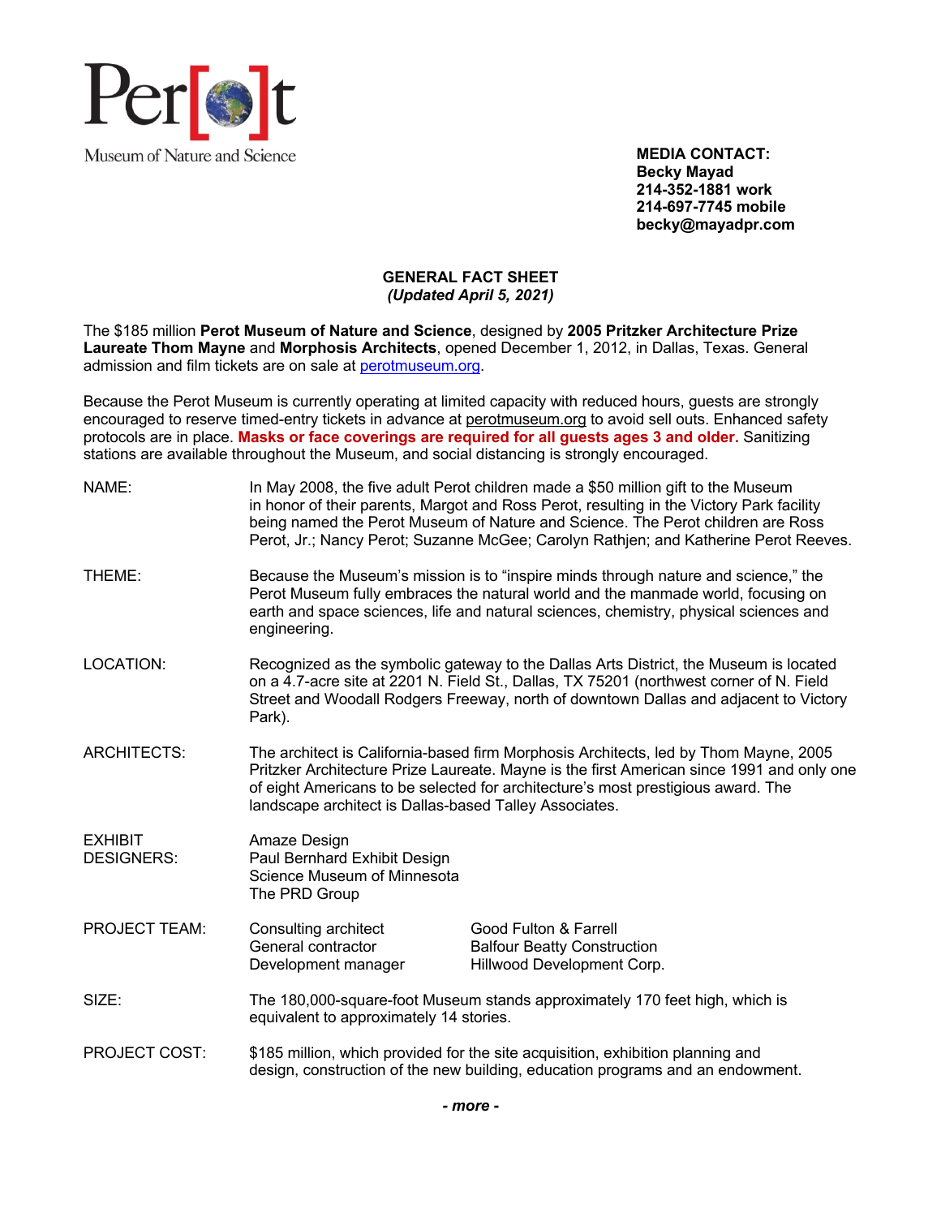Perot Museum of Nature and Science

**MEDIA CONTACT:**
**Becky Mayad**
**214-352-1881 work**
**214-697-7745 mobile**
**becky@mayadpr.com**

**GENERAL FACT SHEET**
***(Updated April 5, 2021)***

The $185 million **Perot Museum of Nature and Science**, designed by **2005 Pritzker Architecture Prize Laureate Thom Mayne** and **Morphosis Architects**, opened December 1, 2012, in Dallas, Texas. General admission and film tickets are on sale at perotmuseum.org.

Because the Perot Museum is currently operating at limited capacity with reduced hours, guests are strongly encouraged to reserve timed-entry tickets in advance at perotmuseum.org to avoid sell outs. Enhanced safety protocols are in place. **Masks or face coverings are required for all guests ages 3 and older.** Sanitizing stations are available throughout the Museum, and social distancing is strongly encouraged.

NAME: In May 2008, the five adult Perot children made a $50 million gift to the Museum in honor of their parents, Margot and Ross Perot, resulting in the Victory Park facility being named the Perot Museum of Nature and Science. The Perot children are Ross Perot, Jr.; Nancy Perot; Suzanne McGee; Carolyn Rathjen; and Katherine Perot Reeves.

THEME: Because the Museum's mission is to "inspire minds through nature and science," the Perot Museum fully embraces the natural world and the manmade world, focusing on earth and space sciences, life and natural sciences, chemistry, physical sciences and engineering.

LOCATION: Recognized as the symbolic gateway to the Dallas Arts District, the Museum is located on a 4.7-acre site at 2201 N. Field St., Dallas, TX 75201 (northwest corner of N. Field Street and Woodall Rodgers Freeway, north of downtown Dallas and adjacent to Victory Park).

ARCHITECTS: The architect is California-based firm Morphosis Architects, led by Thom Mayne, 2005 Pritzker Architecture Prize Laureate. Mayne is the first American since 1991 and only one of eight Americans to be selected for architecture's most prestigious award. The landscape architect is Dallas-based Talley Associates.

EXHIBIT DESIGNERS:
Amaze Design
Paul Bernhard Exhibit Design
Science Museum of Minnesota
The PRD Group

PROJECT TEAM:

| | |
|---|---|
| Consulting architect | Good Fulton & Farrell |
| General contractor | Balfour Beatty Construction |
| Development manager | Hillwood Development Corp. |

SIZE: The 180,000-square-foot Museum stands approximately 170 feet high, which is equivalent to approximately 14 stories.

PROJECT COST: $185 million, which provided for the site acquisition, exhibition planning and design, construction of the new building, education programs and an endowment.

***- more -***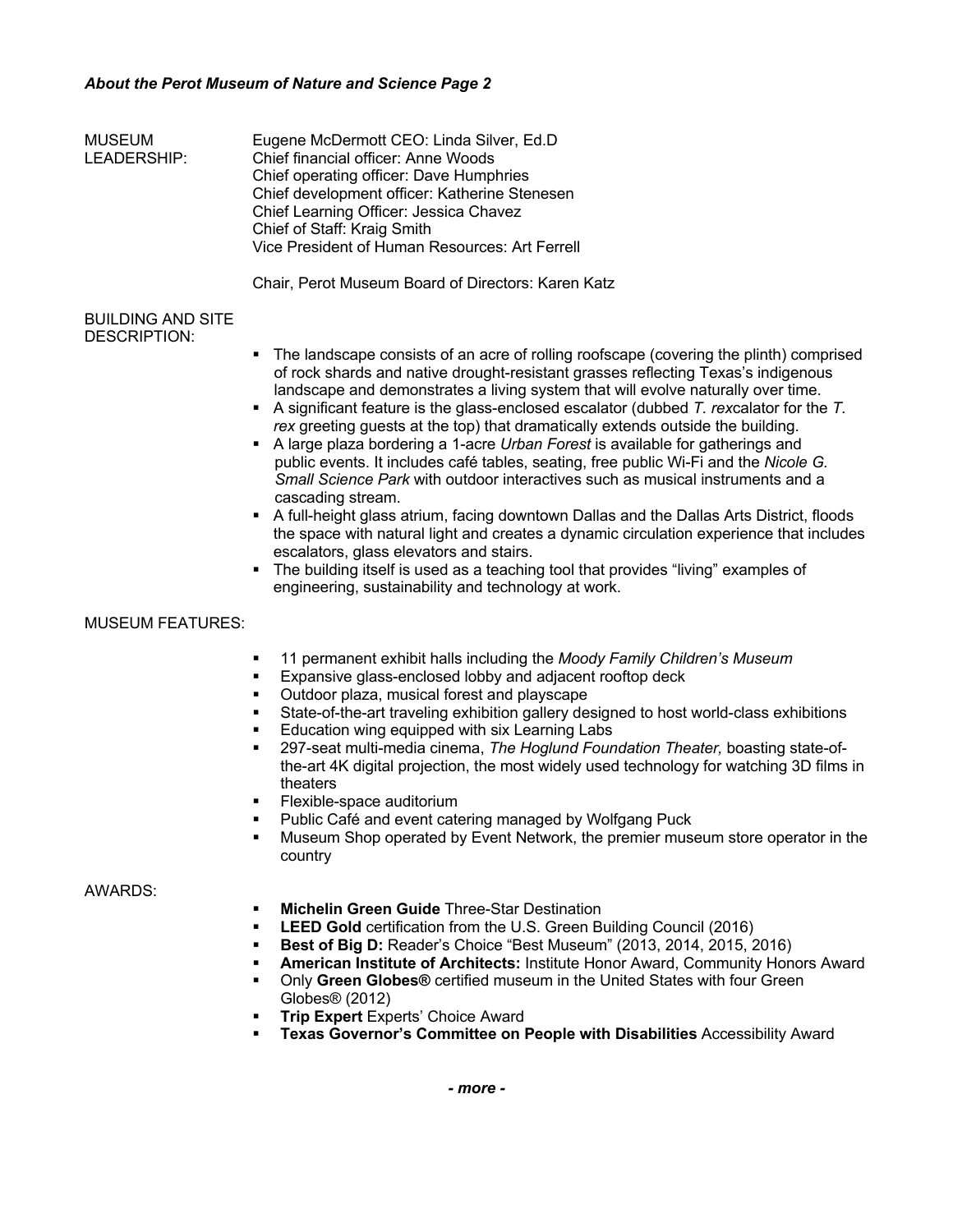***About the Perot Museum of Nature and Science Page 2***

**MUSEUM LEADERSHIP:**

Eugene McDermott CEO: Linda Silver, Ed.D
Chief financial officer: Anne Woods
Chief operating officer: Dave Humphries
Chief development officer: Katherine Stenesen
Chief Learning Officer: Jessica Chavez
Chief of Staff: Kraig Smith
Vice President of Human Resources: Art Ferrell

Chair, Perot Museum Board of Directors: Karen Katz

**BUILDING AND SITE DESCRIPTION:**

- The landscape consists of an acre of rolling roofscape (covering the plinth) comprised of rock shards and native drought-resistant grasses reflecting Texas's indigenous landscape and demonstrates a living system that will evolve naturally over time.
- A significant feature is the glass-enclosed escalator (dubbed *T. rex*calator for the *T. rex* greeting guests at the top) that dramatically extends outside the building.
- A large plaza bordering a 1-acre *Urban Forest* is available for gatherings and public events. It includes café tables, seating, free public Wi-Fi and the *Nicole G. Small Science Park* with outdoor interactives such as musical instruments and a cascading stream.
- A full-height glass atrium, facing downtown Dallas and the Dallas Arts District, floods the space with natural light and creates a dynamic circulation experience that includes escalators, glass elevators and stairs.
- The building itself is used as a teaching tool that provides "living" examples of engineering, sustainability and technology at work.

**MUSEUM FEATURES:**

- 11 permanent exhibit halls including the *Moody Family Children's Museum*
- Expansive glass-enclosed lobby and adjacent rooftop deck
- Outdoor plaza, musical forest and playscape
- State-of-the-art traveling exhibition gallery designed to host world-class exhibitions
- Education wing equipped with six Learning Labs
- 297-seat multi-media cinema, *The Hoglund Foundation Theater,* boasting state-of-the-art 4K digital projection, the most widely used technology for watching 3D films in theaters
- Flexible-space auditorium
- Public Café and event catering managed by Wolfgang Puck
- Museum Shop operated by Event Network, the premier museum store operator in the country

**AWARDS:**

- **Michelin Green Guide** Three-Star Destination
- **LEED Gold** certification from the U.S. Green Building Council (2016)
- **Best of Big D:** Reader's Choice "Best Museum" (2013, 2014, 2015, 2016)
- **American Institute of Architects:** Institute Honor Award, Community Honors Award
- Only **Green Globes®** certified museum in the United States with four Green Globes® (2012)
- **Trip Expert** Experts' Choice Award
- **Texas Governor's Committee on People with Disabilities** Accessibility Award

***- more -***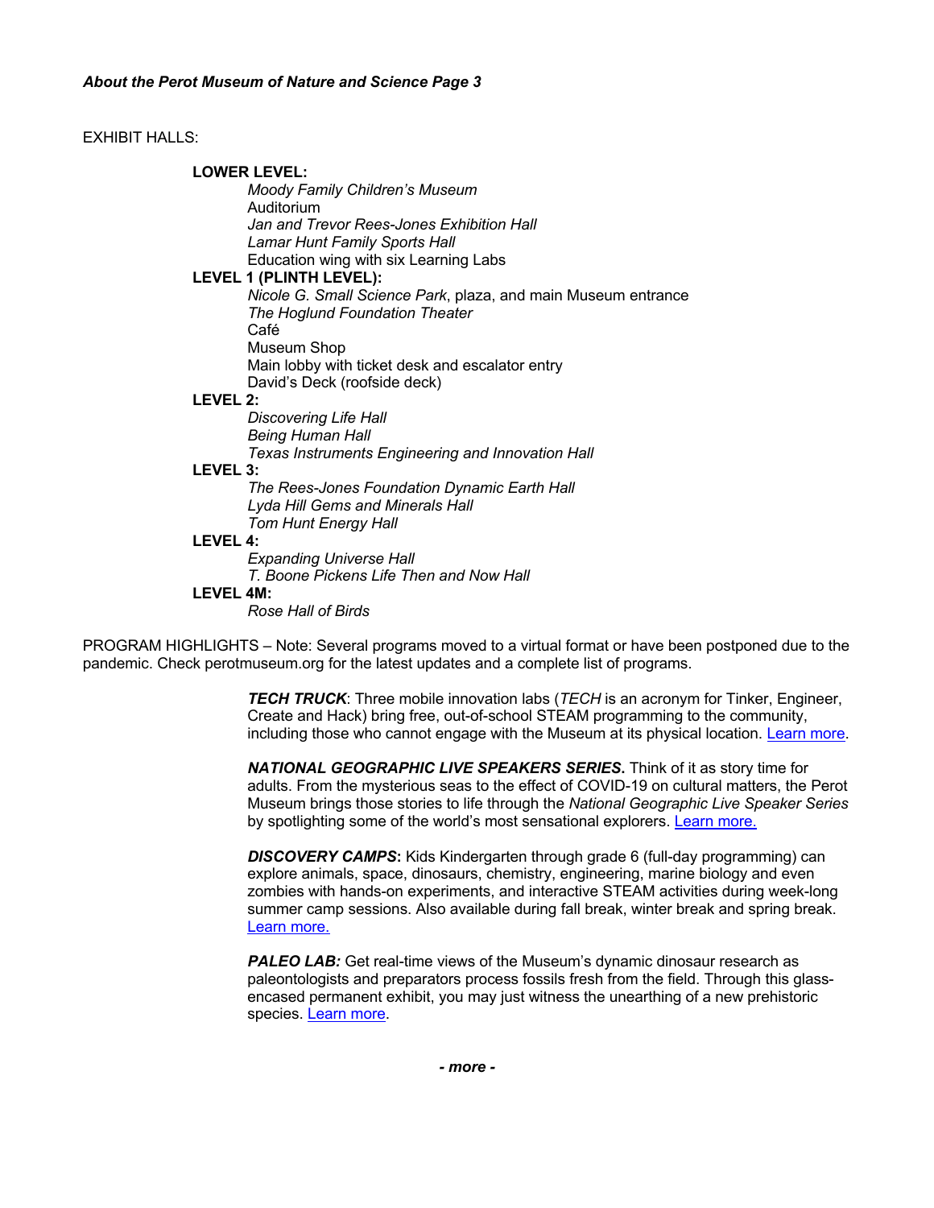EXHIBIT HALLS:

**LOWER LEVEL:**

- *Moody Family Children's Museum*
- Auditorium
- *Jan and Trevor Rees-Jones Exhibition Hall*
- *Lamar Hunt Family Sports Hall*
- Education wing with six Learning Labs

**LEVEL 1 (PLINTH LEVEL):**

- *Nicole G. Small Science Park*, plaza, and main Museum entrance
- *The Hoglund Foundation Theater*
- Café
- Museum Shop
- Main lobby with ticket desk and escalator entry
- David's Deck (roofside deck)

**LEVEL 2:**

- *Discovering Life Hall*
- *Being Human Hall*
- *Texas Instruments Engineering and Innovation Hall*

**LEVEL 3:**

- *The Rees-Jones Foundation Dynamic Earth Hall*
- *Lyda Hill Gems and Minerals Hall*
- *Tom Hunt Energy Hall*

**LEVEL 4:**

- *Expanding Universe Hall*
- *T. Boone Pickens Life Then and Now Hall*

**LEVEL 4M:**

- *Rose Hall of Birds*

PROGRAM HIGHLIGHTS – Note: Several programs moved to a virtual format or have been postponed due to the pandemic. Check perotmuseum.org for the latest updates and a complete list of programs.

***TECH TRUCK***: Three mobile innovation labs (*TECH* is an acronym for Tinker, Engineer, Create and Hack) bring free, out-of-school STEAM programming to the community, including those who cannot engage with the Museum at its physical location. Learn more.

***NATIONAL GEOGRAPHIC LIVE SPEAKERS SERIES*.** Think of it as story time for adults. From the mysterious seas to the effect of COVID-19 on cultural matters, the Perot Museum brings those stories to life through the *National Geographic Live Speaker Series* by spotlighting some of the world's most sensational explorers. Learn more.

***DISCOVERY CAMPS*:** Kids Kindergarten through grade 6 (full-day programming) can explore animals, space, dinosaurs, chemistry, engineering, marine biology and even zombies with hands-on experiments, and interactive STEAM activities during week-long summer camp sessions. Also available during fall break, winter break and spring break. Learn more.

***PALEO LAB:*** Get real-time views of the Museum's dynamic dinosaur research as paleontologists and preparators process fossils fresh from the field. Through this glass-encased permanent exhibit, you may just witness the unearthing of a new prehistoric species. Learn more.

***- more -***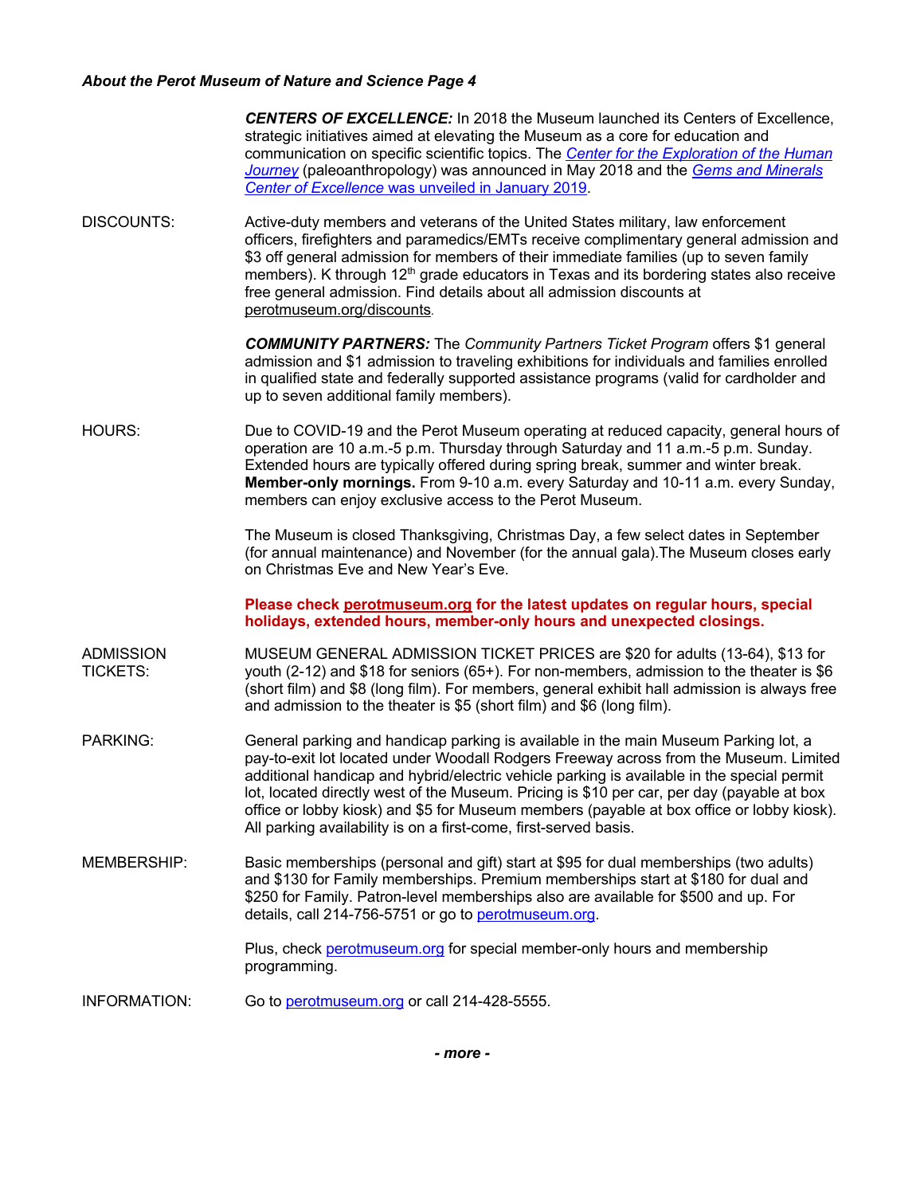**CENTERS OF EXCELLENCE:** In 2018 the Museum launched its Centers of Excellence, strategic initiatives aimed at elevating the Museum as a core for education and communication on specific scientific topics. The *Center for the Exploration of the Human Journey* (paleoanthropology) was announced in May 2018 and the *Gems and Minerals Center of Excellence* was unveiled in January 2019.

DISCOUNTS: Active-duty members and veterans of the United States military, law enforcement officers, firefighters and paramedics/EMTs receive complimentary general admission and $3 off general admission for members of their immediate families (up to seven family members). K through 12th grade educators in Texas and its bordering states also receive free general admission. Find details about all admission discounts at perotmuseum.org/discounts.

***COMMUNITY PARTNERS:*** The *Community Partners Ticket Program* offers $1 general admission and $1 admission to traveling exhibitions for individuals and families enrolled in qualified state and federally supported assistance programs (valid for cardholder and up to seven additional family members).

HOURS: Due to COVID-19 and the Perot Museum operating at reduced capacity, general hours of operation are 10 a.m.-5 p.m. Thursday through Saturday and 11 a.m.-5 p.m. Sunday. Extended hours are typically offered during spring break, summer and winter break. **Member-only mornings.** From 9-10 a.m. every Saturday and 10-11 a.m. every Sunday, members can enjoy exclusive access to the Perot Museum.

The Museum is closed Thanksgiving, Christmas Day, a few select dates in September (for annual maintenance) and November (for the annual gala).The Museum closes early on Christmas Eve and New Year's Eve.

**Please check perotmuseum.org for the latest updates on regular hours, special holidays, extended hours, member-only hours and unexpected closings.**

ADMISSION TICKETS: MUSEUM GENERAL ADMISSION TICKET PRICES are $20 for adults (13-64), $13 for youth (2-12) and $18 for seniors (65+). For non-members, admission to the theater is $6 (short film) and $8 (long film). For members, general exhibit hall admission is always free and admission to the theater is $5 (short film) and $6 (long film).

PARKING: General parking and handicap parking is available in the main Museum Parking lot, a pay-to-exit lot located under Woodall Rodgers Freeway across from the Museum. Limited additional handicap and hybrid/electric vehicle parking is available in the special permit lot, located directly west of the Museum. Pricing is $10 per car, per day (payable at box office or lobby kiosk) and $5 for Museum members (payable at box office or lobby kiosk). All parking availability is on a first-come, first-served basis.

MEMBERSHIP: Basic memberships (personal and gift) start at $95 for dual memberships (two adults) and $130 for Family memberships. Premium memberships start at $180 for dual and $250 for Family. Patron-level memberships also are available for $500 and up. For details, call 214-756-5751 or go to perotmuseum.org.

Plus, check perotmuseum.org for special member-only hours and membership programming.

INFORMATION: Go to perotmuseum.org or call 214-428-5555.

***- more -***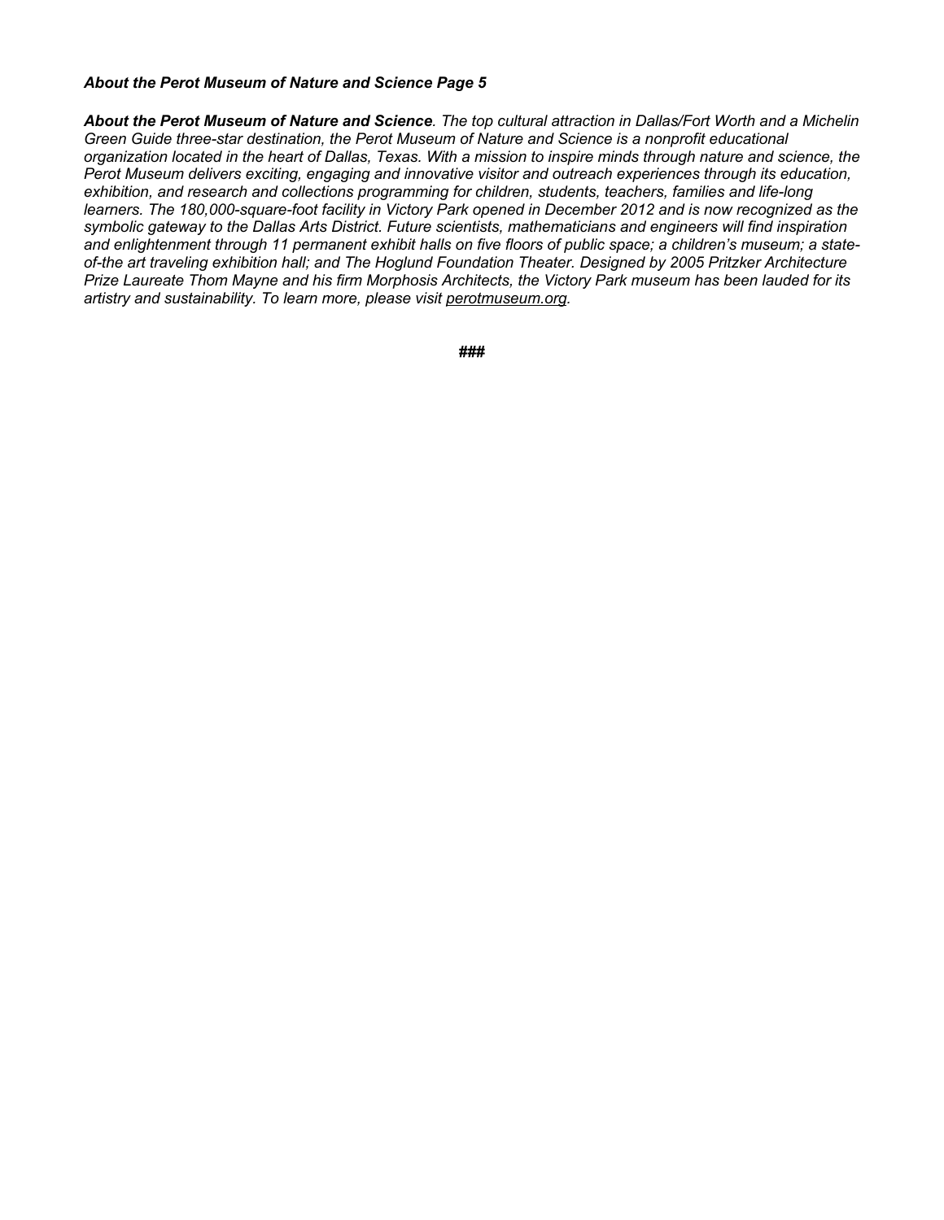***About the Perot Museum of Nature and Science**. The top cultural attraction in Dallas/Fort Worth and a Michelin Green Guide three-star destination, the Perot Museum of Nature and Science is a nonprofit educational organization located in the heart of Dallas, Texas. With a mission to inspire minds through nature and science, the Perot Museum delivers exciting, engaging and innovative visitor and outreach experiences through its education, exhibition, and research and collections programming for children, students, teachers, families and life-long learners. The 180,000-square-foot facility in Victory Park opened in December 2012 and is now recognized as the symbolic gateway to the Dallas Arts District. Future scientists, mathematicians and engineers will find inspiration and enlightenment through 11 permanent exhibit halls on five floors of public space; a children's museum; a state-of-the art traveling exhibition hall; and The Hoglund Foundation Theater. Designed by 2005 Pritzker Architecture Prize Laureate Thom Mayne and his firm Morphosis Architects, the Victory Park museum has been lauded for its artistry and sustainability. To learn more, please visit perotmuseum.org.*

**###**